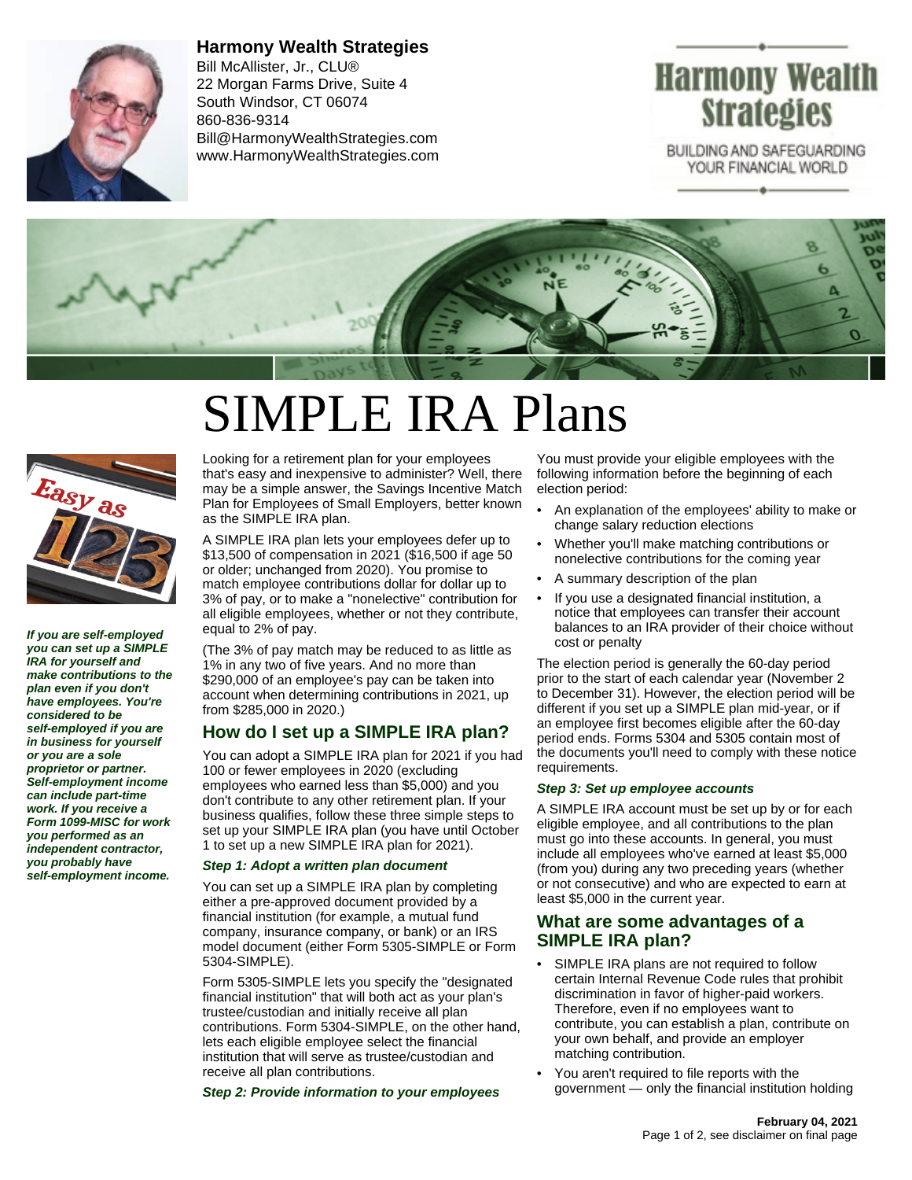**Harmony Wealth Strategies**
Bill McAllister, Jr., CLU®
22 Morgan Farms Drive, Suite 4
South Windsor, CT 06074
860-836-9314
Bill@HarmonyWealthStrategies.com
www.HarmonyWealthStrategies.com

Harmony Wealth Strategies
BUILDING AND SAFEGUARDING YOUR FINANCIAL WORLD

# SIMPLE IRA Plans

*If you are self-employed you can set up a SIMPLE IRA for yourself and make contributions to the plan even if you don't have employees. You're considered to be self-employed if you are in business for yourself or you are a sole proprietor or partner. Self-employment income can include part-time work. If you receive a Form 1099-MISC for work you performed as an independent contractor, you probably have self-employment income.*

Looking for a retirement plan for your employees that's easy and inexpensive to administer? Well, there may be a simple answer, the Savings Incentive Match Plan for Employees of Small Employers, better known as the SIMPLE IRA plan.

A SIMPLE IRA plan lets your employees defer up to $13,500 of compensation in 2021 ($16,500 if age 50 or older; unchanged from 2020). You promise to match employee contributions dollar for dollar up to 3% of pay, or to make a "nonelective" contribution for all eligible employees, whether or not they contribute, equal to 2% of pay.

(The 3% of pay match may be reduced to as little as 1% in any two of five years. And no more than $290,000 of an employee's pay can be taken into account when determining contributions in 2021, up from $285,000 in 2020.)

## How do I set up a SIMPLE IRA plan?

You can adopt a SIMPLE IRA plan for 2021 if you had 100 or fewer employees in 2020 (excluding employees who earned less than $5,000) and you don't contribute to any other retirement plan. If your business qualifies, follow these three simple steps to set up your SIMPLE IRA plan (you have until October 1 to set up a new SIMPLE IRA plan for 2021).

### Step 1: Adopt a written plan document

You can set up a SIMPLE IRA plan by completing either a pre-approved document provided by a financial institution (for example, a mutual fund company, insurance company, or bank) or an IRS model document (either Form 5305-SIMPLE or Form 5304-SIMPLE).

Form 5305-SIMPLE lets you specify the "designated financial institution" that will both act as your plan's trustee/custodian and initially receive all plan contributions. Form 5304-SIMPLE, on the other hand, lets each eligible employee select the financial institution that will serve as trustee/custodian and receive all plan contributions.

### Step 2: Provide information to your employees

You must provide your eligible employees with the following information before the beginning of each election period:

- An explanation of the employees' ability to make or change salary reduction elections
- Whether you'll make matching contributions or nonelective contributions for the coming year
- A summary description of the plan
- If you use a designated financial institution, a notice that employees can transfer their account balances to an IRA provider of their choice without cost or penalty

The election period is generally the 60-day period prior to the start of each calendar year (November 2 to December 31). However, the election period will be different if you set up a SIMPLE plan mid-year, or if an employee first becomes eligible after the 60-day period ends. Forms 5304 and 5305 contain most of the documents you'll need to comply with these notice requirements.

### Step 3: Set up employee accounts

A SIMPLE IRA account must be set up by or for each eligible employee, and all contributions to the plan must go into these accounts. In general, you must include all employees who've earned at least $5,000 (from you) during any two preceding years (whether or not consecutive) and who are expected to earn at least $5,000 in the current year.

## What are some advantages of a SIMPLE IRA plan?

- SIMPLE IRA plans are not required to follow certain Internal Revenue Code rules that prohibit discrimination in favor of higher-paid workers. Therefore, even if no employees want to contribute, you can establish a plan, contribute on your own behalf, and provide an employer matching contribution.
- You aren't required to file reports with the government — only the financial institution holding

**February 04, 2021**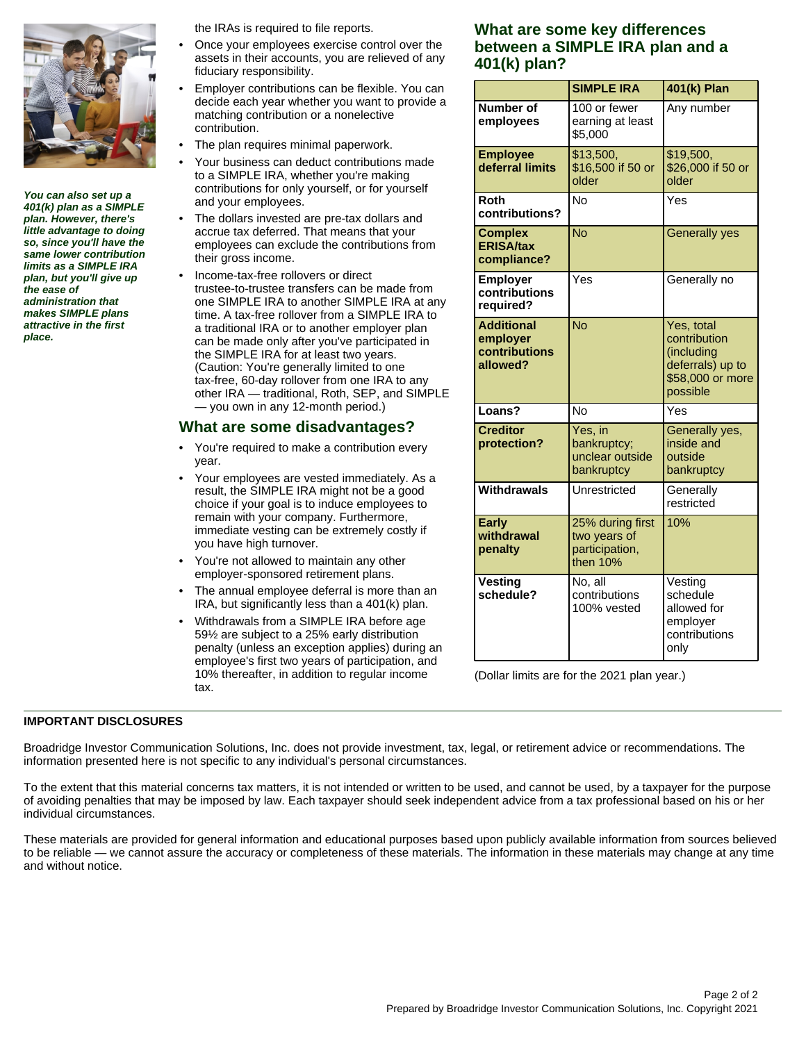*You can also set up a 401(k) plan as a SIMPLE plan. However, there's little advantage to doing so, since you'll have the same lower contribution limits as a SIMPLE IRA plan, but you'll give up the ease of administration that makes SIMPLE plans attractive in the first place.*

the IRAs is required to file reports.

- Once your employees exercise control over the assets in their accounts, you are relieved of any fiduciary responsibility.
- Employer contributions can be flexible. You can decide each year whether you want to provide a matching contribution or a nonelective contribution.
- The plan requires minimal paperwork.
- Your business can deduct contributions made to a SIMPLE IRA, whether you're making contributions for only yourself, or for yourself and your employees.
- The dollars invested are pre-tax dollars and accrue tax deferred. That means that your employees can exclude the contributions from their gross income.
- Income-tax-free rollovers or direct trustee-to-trustee transfers can be made from one SIMPLE IRA to another SIMPLE IRA at any time. A tax-free rollover from a SIMPLE IRA to a traditional IRA or to another employer plan can be made only after you've participated in the SIMPLE IRA for at least two years. (Caution: You're generally limited to one tax-free, 60-day rollover from one IRA to any other IRA — traditional, Roth, SEP, and SIMPLE — you own in any 12-month period.)

## What are some disadvantages?

- You're required to make a contribution every year.
- Your employees are vested immediately. As a result, the SIMPLE IRA might not be a good choice if your goal is to induce employees to remain with your company. Furthermore, immediate vesting can be extremely costly if you have high turnover.
- You're not allowed to maintain any other employer-sponsored retirement plans.
- The annual employee deferral is more than an IRA, but significantly less than a 401(k) plan.
- Withdrawals from a SIMPLE IRA before age 59½ are subject to a 25% early distribution penalty (unless an exception applies) during an employee's first two years of participation, and 10% thereafter, in addition to regular income tax.

## What are some key differences between a SIMPLE IRA plan and a 401(k) plan?

| | SIMPLE IRA | 401(k) Plan |
|---|---|---|
| **Number of employees** | 100 or fewer earning at least $5,000 | Any number |
| **Employee deferral limits** | $13,500, $16,500 if 50 or older | $19,500, $26,000 if 50 or older |
| **Roth contributions?** | No | Yes |
| **Complex ERISA/tax compliance?** | No | Generally yes |
| **Employer contributions required?** | Yes | Generally no |
| **Additional employer contributions allowed?** | No | Yes, total contribution (including deferrals) up to $58,000 or more possible |
| **Loans?** | No | Yes |
| **Creditor protection?** | Yes, in bankruptcy; unclear outside bankruptcy | Generally yes, inside and outside bankruptcy |
| **Withdrawals** | Unrestricted | Generally restricted |
| **Early withdrawal penalty** | 25% during first two years of participation, then 10% | 10% |
| **Vesting schedule?** | No, all contributions 100% vested | Vesting schedule allowed for employer contributions only |

(Dollar limits are for the 2021 plan year.)

**IMPORTANT DISCLOSURES**

Broadridge Investor Communication Solutions, Inc. does not provide investment, tax, legal, or retirement advice or recommendations. The information presented here is not specific to any individual's personal circumstances.

To the extent that this material concerns tax matters, it is not intended or written to be used, and cannot be used, by a taxpayer for the purpose of avoiding penalties that may be imposed by law. Each taxpayer should seek independent advice from a tax professional based on his or her individual circumstances.

These materials are provided for general information and educational purposes based upon publicly available information from sources believed to be reliable — we cannot assure the accuracy or completeness of these materials. The information in these materials may change at any time and without notice.

Prepared by Broadridge Investor Communication Solutions, Inc. Copyright 2021